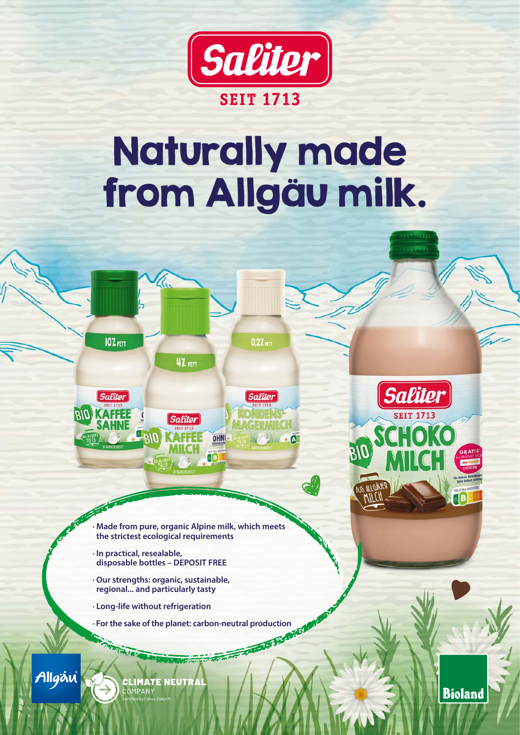Saliter

SEIT 1713

# Naturally made from Allgäu milk.

- **Made from pure, organic Alpine milk, which meets the strictest ecological requirements**
- **In practical, resealable, disposable bottles – DEPOSIT FREE**
- **Our strengths: organic, sustainable, regional... and particularly tasty**
- **Long-life without refrigeration**
- **For the sake of the planet: carbon-neutral production**

Allgäu

CLIMATE NEUTRAL COMPANY
certified by Fokus Zukunft

Bioland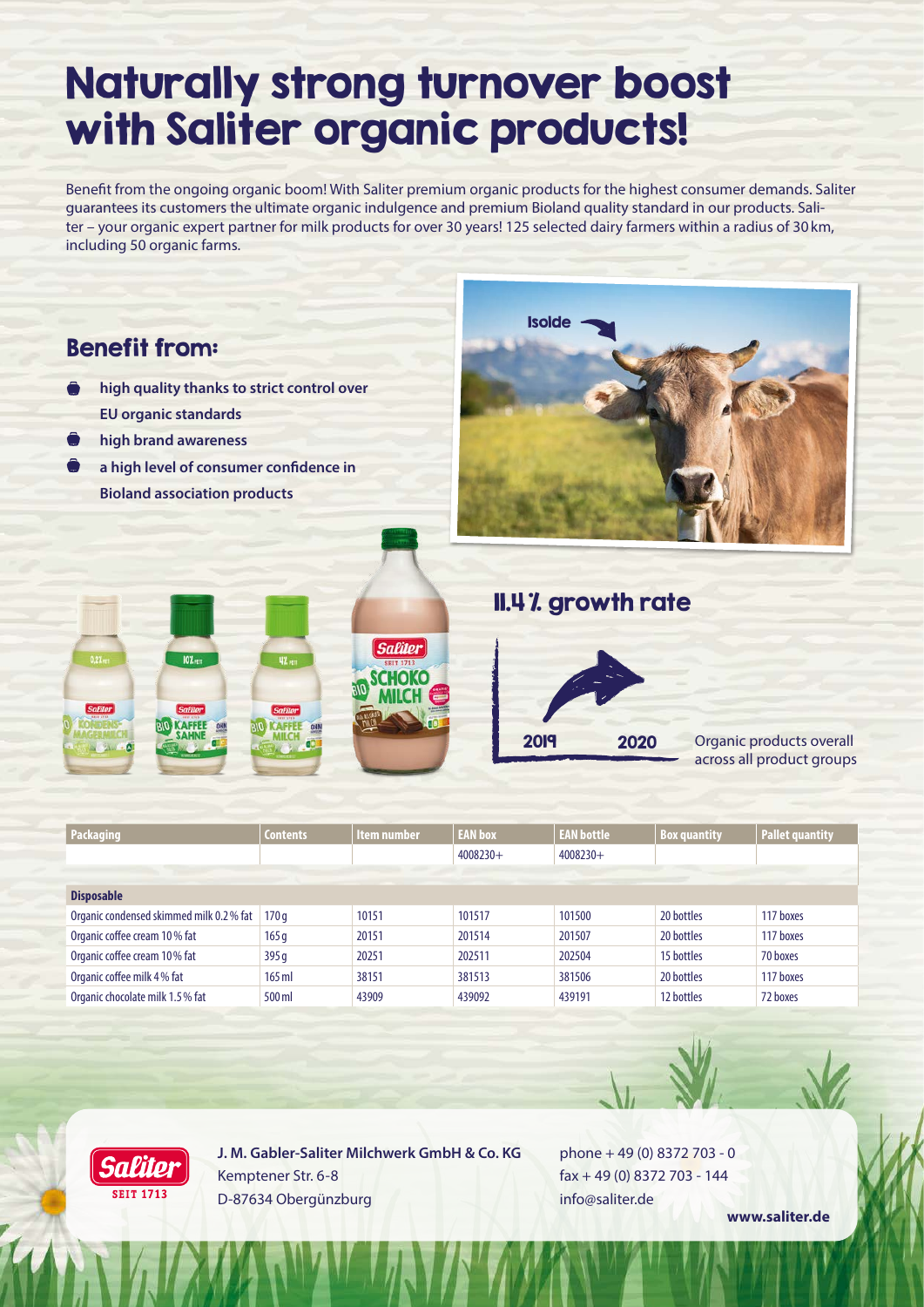# Naturally strong turnover boost with Saliter organic products!

Benefit from the ongoing organic boom! With Saliter premium organic products for the highest consumer demands. Saliter guarantees its customers the ultimate organic indulgence and premium Bioland quality standard in our products. Saliter – your organic expert partner for milk products for over 30 years! 125 selected dairy farmers within a radius of 30 km, including 50 organic farms.

## Benefit from:

- **high quality thanks to strict control over EU organic standards**
- **high brand awareness**
- **a high level of consumer confidence in Bioland association products**

Isolde

## 11.4 % growth rate

2019

2020

Organic products overall across all product groups

| Packaging | Contents | Item number | EAN box | EAN bottle | Box quantity | Pallet quantity |
|---|---|---|---|---|---|---|
| | | | 4008230+ | 4008230+ | | |
| **Disposable** | | | | | | |
| Organic condensed skimmed milk 0.2 % fat | 170 g | 10151 | 101517 | 101500 | 20 bottles | 117 boxes |
| Organic coffee cream 10 % fat | 165 g | 20151 | 201514 | 201507 | 20 bottles | 117 boxes |
| Organic coffee cream 10 % fat | 395 g | 20251 | 202511 | 202504 | 15 bottles | 70 boxes |
| Organic coffee milk 4 % fat | 165 ml | 38151 | 381513 | 381506 | 20 bottles | 117 boxes |
| Organic chocolate milk 1.5 % fat | 500 ml | 43909 | 439092 | 439191 | 12 bottles | 72 boxes |

**J. M. Gabler-Saliter Milchwerk GmbH & Co. KG**
Kemptener Str. 6-8
D-87634 Obergünzburg

phone + 49 (0) 8372 703 - 0
fax + 49 (0) 8372 703 - 144
info@saliter.de

**www.saliter.de**